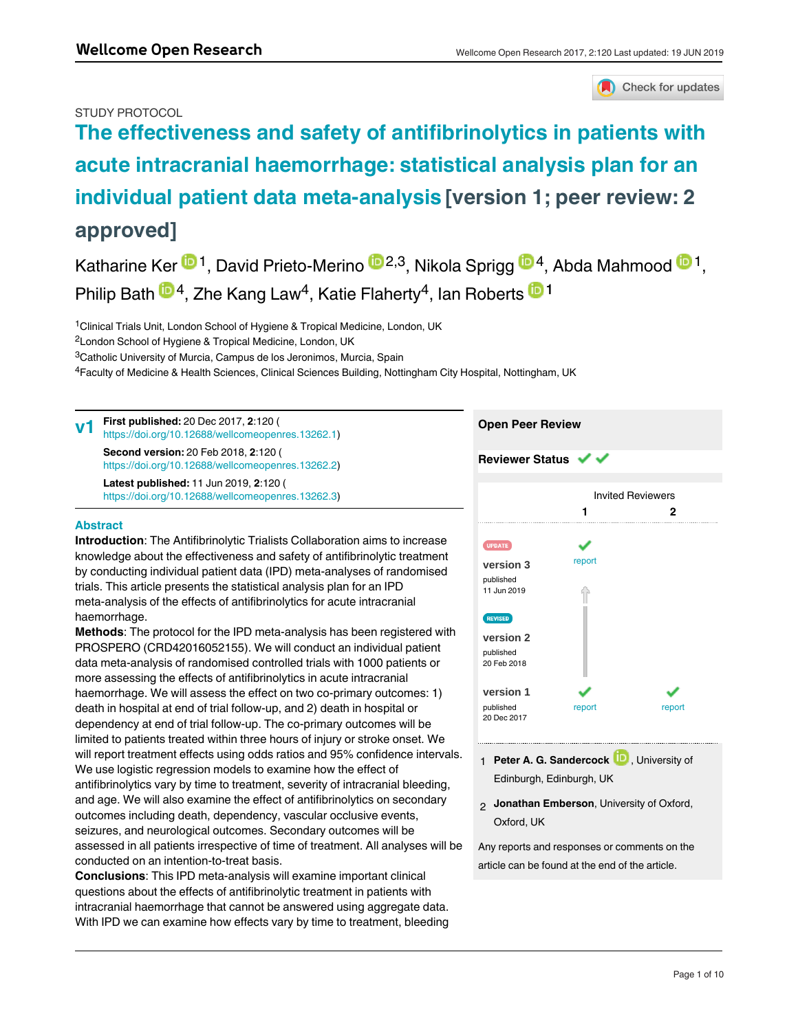STUDY PROTOCOL

# The effectiveness and safety of antifibrinolytics in patients with acute intracranial haemorrhage: statistical analysis plan for an individual patient data meta-analysis [version 1; peer review: 2 approved]

Katharine Ker[1], David Prieto-Merino[2,3], Nikola Sprigg[4], Abda Mahmood[1], Philip Bath[4], Zhe Kang Law[4], Katie Flaherty[4], Ian Roberts[1]

[1]Clinical Trials Unit, London School of Hygiene & Tropical Medicine, London, UK
[2]London School of Hygiene & Tropical Medicine, London, UK
[3]Catholic University of Murcia, Campus de los Jeronimos, Murcia, Spain
[4]Faculty of Medicine & Health Sciences, Clinical Sciences Building, Nottingham City Hospital, Nottingham, UK

**v1** **First published:** 20 Dec 2017, **2**:120 (https://doi.org/10.12688/wellcomeopenres.13262.1)
**Second version:** 20 Feb 2018, **2**:120 (https://doi.org/10.12688/wellcomeopenres.13262.2)
**Latest published:** 11 Jun 2019, **2**:120 (https://doi.org/10.12688/wellcomeopenres.13262.3)

## Abstract

**Introduction**: The Antifibrinolytic Trialists Collaboration aims to increase knowledge about the effectiveness and safety of antifibrinolytic treatment by conducting individual patient data (IPD) meta-analyses of randomised trials. This article presents the statistical analysis plan for an IPD meta-analysis of the effects of antifibrinolytics for acute intracranial haemorrhage.

**Methods**: The protocol for the IPD meta-analysis has been registered with PROSPERO (CRD42016052155). We will conduct an individual patient data meta-analysis of randomised controlled trials with 1000 patients or more assessing the effects of antifibrinolytics in acute intracranial haemorrhage. We will assess the effect on two co-primary outcomes: 1) death in hospital at end of trial follow-up, and 2) death in hospital or dependency at end of trial follow-up. The co-primary outcomes will be limited to patients treated within three hours of injury or stroke onset. We will report treatment effects using odds ratios and 95% confidence intervals. We use logistic regression models to examine how the effect of antifibrinolytics vary by time to treatment, severity of intracranial bleeding, and age. We will also examine the effect of antifibrinolytics on secondary outcomes including death, dependency, vascular occlusive events, seizures, and neurological outcomes. Secondary outcomes will be assessed in all patients irrespective of time of treatment. All analyses will be conducted on an intention-to-treat basis.

**Conclusions**: This IPD meta-analysis will examine important clinical questions about the effects of antifibrinolytic treatment in patients with intracranial haemorrhage that cannot be answered using aggregate data. With IPD we can examine how effects vary by time to treatment, bleeding

**Open Peer Review**

**Reviewer Status** ✔ ✔

| | Invited Reviewers | |
|---|---|---|
| | 1 | 2 |
| UPDATE **version 3** published 11 Jun 2019 | ✔ report | |
| REVISED **version 2** published 20 Feb 2018 | | |
| **version 1** published 20 Dec 2017 | ✔ report | ✔ report |

1 **Peter A. G. Sandercock**, University of Edinburgh, Edinburgh, UK

2 **Jonathan Emberson**, University of Oxford, Oxford, UK

Any reports and responses or comments on the article can be found at the end of the article.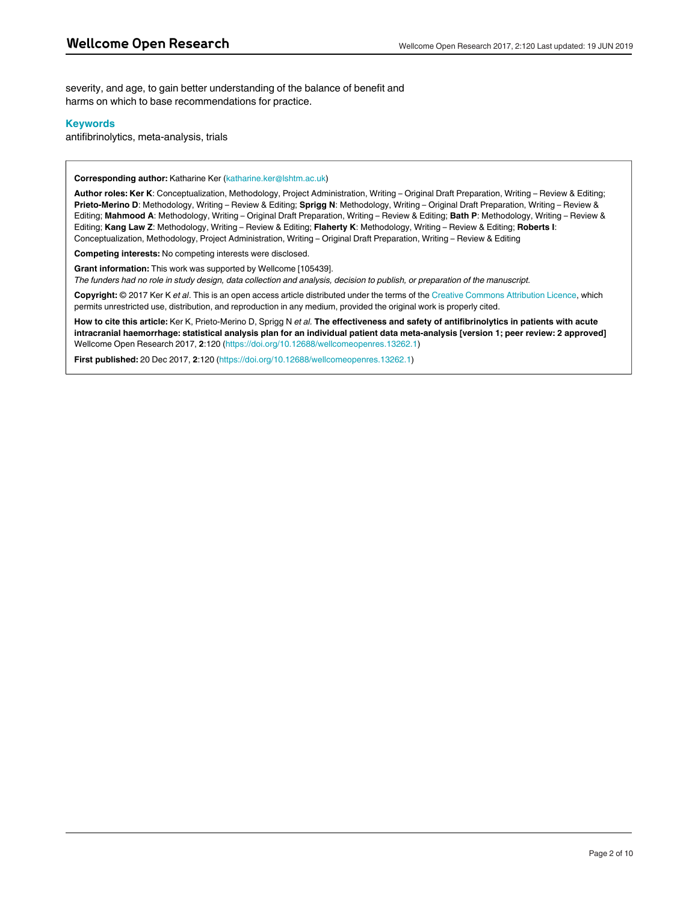severity, and age, to gain better understanding of the balance of benefit and harms on which to base recommendations for practice.

### Keywords

antifibrinolytics, meta-analysis, trials

**Corresponding author:** Katharine Ker (katharine.ker@lshtm.ac.uk)

**Author roles: Ker K**: Conceptualization, Methodology, Project Administration, Writing – Original Draft Preparation, Writing – Review & Editing; **Prieto-Merino D**: Methodology, Writing – Review & Editing; **Sprigg N**: Methodology, Writing – Original Draft Preparation, Writing – Review & Editing; **Mahmood A**: Methodology, Writing – Original Draft Preparation, Writing – Review & Editing; **Bath P**: Methodology, Writing – Review & Editing; **Kang Law Z**: Methodology, Writing – Review & Editing; **Flaherty K**: Methodology, Writing – Review & Editing; **Roberts I**: Conceptualization, Methodology, Project Administration, Writing – Original Draft Preparation, Writing – Review & Editing

**Competing interests:** No competing interests were disclosed.

**Grant information:** This work was supported by Wellcome [105439].

*The funders had no role in study design, data collection and analysis, decision to publish, or preparation of the manuscript.*

**Copyright:** © 2017 Ker K *et al*. This is an open access article distributed under the terms of the Creative Commons Attribution Licence, which permits unrestricted use, distribution, and reproduction in any medium, provided the original work is properly cited.

**How to cite this article:** Ker K, Prieto-Merino D, Sprigg N *et al.* **The effectiveness and safety of antifibrinolytics in patients with acute intracranial haemorrhage: statistical analysis plan for an individual patient data meta-analysis [version 1; peer review: 2 approved]** Wellcome Open Research 2017, **2**:120 (https://doi.org/10.12688/wellcomeopenres.13262.1)

**First published:** 20 Dec 2017, **2**:120 (https://doi.org/10.12688/wellcomeopenres.13262.1)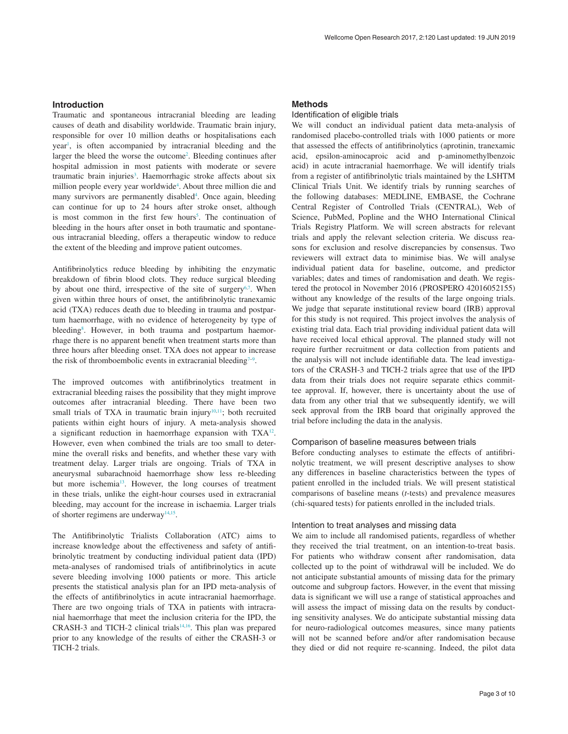## Introduction

Traumatic and spontaneous intracranial bleeding are leading causes of death and disability worldwide. Traumatic brain injury, responsible for over 10 million deaths or hospitalisations each year[1], is often accompanied by intracranial bleeding and the larger the bleed the worse the outcome[2]. Bleeding continues after hospital admission in most patients with moderate or severe traumatic brain injuries[3]. Haemorrhagic stroke affects about six million people every year worldwide[4]. About three million die and many survivors are permanently disabled[4]. Once again, bleeding can continue for up to 24 hours after stroke onset, although is most common in the first few hours[5]. The continuation of bleeding in the hours after onset in both traumatic and spontaneous intracranial bleeding, offers a therapeutic window to reduce the extent of the bleeding and improve patient outcomes.

Antifibrinolytics reduce bleeding by inhibiting the enzymatic breakdown of fibrin blood clots. They reduce surgical bleeding by about one third, irrespective of the site of surgery[6,7]. When given within three hours of onset, the antifibrinolytic tranexamic acid (TXA) reduces death due to bleeding in trauma and postpartum haemorrhage, with no evidence of heterogeneity by type of bleeding[8]. However, in both trauma and postpartum haemorrhage there is no apparent benefit when treatment starts more than three hours after bleeding onset. TXA does not appear to increase the risk of thromboembolic events in extracranial bleeding[7–9].

The improved outcomes with antifibrinolytics treatment in extracranial bleeding raises the possibility that they might improve outcomes after intracranial bleeding. There have been two small trials of TXA in traumatic brain injury[10,11]; both recruited patients within eight hours of injury. A meta-analysis showed a significant reduction in haemorrhage expansion with TXA[12]. However, even when combined the trials are too small to determine the overall risks and benefits, and whether these vary with treatment delay. Larger trials are ongoing. Trials of TXA in aneurysmal subarachnoid haemorrhage show less re-bleeding but more ischemia[13]. However, the long courses of treatment in these trials, unlike the eight-hour courses used in extracranial bleeding, may account for the increase in ischaemia. Larger trials of shorter regimens are underway[14,15].

The Antifibrinolytic Trialists Collaboration (ATC) aims to increase knowledge about the effectiveness and safety of antifibrinolytic treatment by conducting individual patient data (IPD) meta-analyses of randomised trials of antifibrinolytics in acute severe bleeding involving 1000 patients or more. This article presents the statistical analysis plan for an IPD meta-analysis of the effects of antifibrinolytics in acute intracranial haemorrhage. There are two ongoing trials of TXA in patients with intracranial haemorrhage that meet the inclusion criteria for the IPD, the CRASH-3 and TICH-2 clinical trials[14,16]. This plan was prepared prior to any knowledge of the results of either the CRASH-3 or TICH-2 trials.

## Methods

### Identification of eligible trials

We will conduct an individual patient data meta-analysis of randomised placebo-controlled trials with 1000 patients or more that assessed the effects of antifibrinolytics (aprotinin, tranexamic acid, epsilon-aminocaproic acid and p-aminomethylbenzoic acid) in acute intracranial haemorrhage. We will identify trials from a register of antifibrinolytic trials maintained by the LSHTM Clinical Trials Unit. We identify trials by running searches of the following databases: MEDLINE, EMBASE, the Cochrane Central Register of Controlled Trials (CENTRAL), Web of Science, PubMed, Popline and the WHO International Clinical Trials Registry Platform. We will screen abstracts for relevant trials and apply the relevant selection criteria. We discuss reasons for exclusion and resolve discrepancies by consensus. Two reviewers will extract data to minimise bias. We will analyse individual patient data for baseline, outcome, and predictor variables; dates and times of randomisation and death. We registered the protocol in November 2016 (PROSPERO 42016052155) without any knowledge of the results of the large ongoing trials. We judge that separate institutional review board (IRB) approval for this study is not required. This project involves the analysis of existing trial data. Each trial providing individual patient data will have received local ethical approval. The planned study will not require further recruitment or data collection from patients and the analysis will not include identifiable data. The lead investigators of the CRASH-3 and TICH-2 trials agree that use of the IPD data from their trials does not require separate ethics committee approval. If, however, there is uncertainty about the use of data from any other trial that we subsequently identify, we will seek approval from the IRB board that originally approved the trial before including the data in the analysis.

### Comparison of baseline measures between trials

Before conducting analyses to estimate the effects of antifibrinolytic treatment, we will present descriptive analyses to show any differences in baseline characteristics between the types of patient enrolled in the included trials. We will present statistical comparisons of baseline means (*t*-tests) and prevalence measures (chi-squared tests) for patients enrolled in the included trials.

### Intention to treat analyses and missing data

We aim to include all randomised patients, regardless of whether they received the trial treatment, on an intention-to-treat basis. For patients who withdraw consent after randomisation, data collected up to the point of withdrawal will be included. We do not anticipate substantial amounts of missing data for the primary outcome and subgroup factors. However, in the event that missing data is significant we will use a range of statistical approaches and will assess the impact of missing data on the results by conducting sensitivity analyses. We do anticipate substantial missing data for neuro-radiological outcomes measures, since many patients will not be scanned before and/or after randomisation because they died or did not require re-scanning. Indeed, the pilot data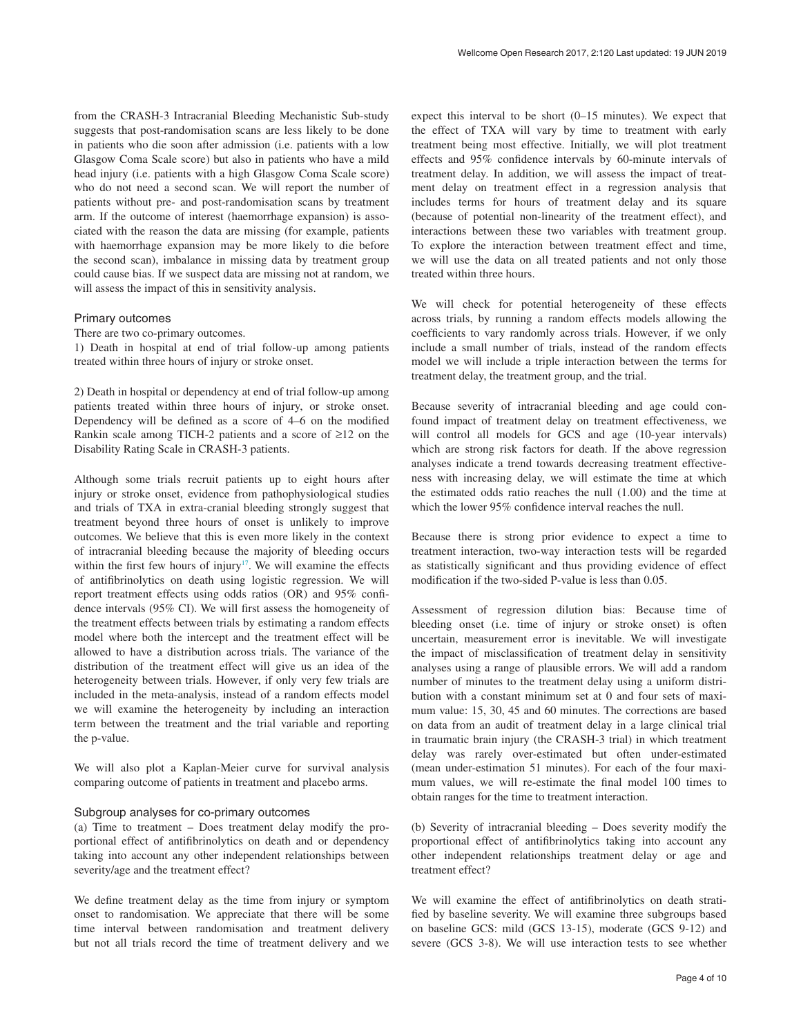from the CRASH-3 Intracranial Bleeding Mechanistic Sub-study suggests that post-randomisation scans are less likely to be done in patients who die soon after admission (i.e. patients with a low Glasgow Coma Scale score) but also in patients who have a mild head injury (i.e. patients with a high Glasgow Coma Scale score) who do not need a second scan. We will report the number of patients without pre- and post-randomisation scans by treatment arm. If the outcome of interest (haemorrhage expansion) is associated with the reason the data are missing (for example, patients with haemorrhage expansion may be more likely to die before the second scan), imbalance in missing data by treatment group could cause bias. If we suspect data are missing not at random, we will assess the impact of this in sensitivity analysis.

## Primary outcomes

There are two co-primary outcomes.

1) Death in hospital at end of trial follow-up among patients treated within three hours of injury or stroke onset.

2) Death in hospital or dependency at end of trial follow-up among patients treated within three hours of injury, or stroke onset. Dependency will be defined as a score of 4–6 on the modified Rankin scale among TICH-2 patients and a score of ≥12 on the Disability Rating Scale in CRASH-3 patients.

Although some trials recruit patients up to eight hours after injury or stroke onset, evidence from pathophysiological studies and trials of TXA in extra-cranial bleeding strongly suggest that treatment beyond three hours of onset is unlikely to improve outcomes. We believe that this is even more likely in the context of intracranial bleeding because the majority of bleeding occurs within the first few hours of injury[17]. We will examine the effects of antifibrinolytics on death using logistic regression. We will report treatment effects using odds ratios (OR) and 95% confidence intervals (95% CI). We will first assess the homogeneity of the treatment effects between trials by estimating a random effects model where both the intercept and the treatment effect will be allowed to have a distribution across trials. The variance of the distribution of the treatment effect will give us an idea of the heterogeneity between trials. However, if only very few trials are included in the meta-analysis, instead of a random effects model we will examine the heterogeneity by including an interaction term between the treatment and the trial variable and reporting the p-value.

We will also plot a Kaplan-Meier curve for survival analysis comparing outcome of patients in treatment and placebo arms.

## Subgroup analyses for co-primary outcomes

(a) Time to treatment – Does treatment delay modify the proportional effect of antifibrinolytics on death and or dependency taking into account any other independent relationships between severity/age and the treatment effect?

We define treatment delay as the time from injury or symptom onset to randomisation. We appreciate that there will be some time interval between randomisation and treatment delivery but not all trials record the time of treatment delivery and we expect this interval to be short (0–15 minutes). We expect that the effect of TXA will vary by time to treatment with early treatment being most effective. Initially, we will plot treatment effects and 95% confidence intervals by 60-minute intervals of treatment delay. In addition, we will assess the impact of treatment delay on treatment effect in a regression analysis that includes terms for hours of treatment delay and its square (because of potential non-linearity of the treatment effect), and interactions between these two variables with treatment group. To explore the interaction between treatment effect and time, we will use the data on all treated patients and not only those treated within three hours.

We will check for potential heterogeneity of these effects across trials, by running a random effects models allowing the coefficients to vary randomly across trials. However, if we only include a small number of trials, instead of the random effects model we will include a triple interaction between the terms for treatment delay, the treatment group, and the trial.

Because severity of intracranial bleeding and age could confound impact of treatment delay on treatment effectiveness, we will control all models for GCS and age (10-year intervals) which are strong risk factors for death. If the above regression analyses indicate a trend towards decreasing treatment effectiveness with increasing delay, we will estimate the time at which the estimated odds ratio reaches the null (1.00) and the time at which the lower 95% confidence interval reaches the null.

Because there is strong prior evidence to expect a time to treatment interaction, two-way interaction tests will be regarded as statistically significant and thus providing evidence of effect modification if the two-sided P-value is less than 0.05.

Assessment of regression dilution bias: Because time of bleeding onset (i.e. time of injury or stroke onset) is often uncertain, measurement error is inevitable. We will investigate the impact of misclassification of treatment delay in sensitivity analyses using a range of plausible errors. We will add a random number of minutes to the treatment delay using a uniform distribution with a constant minimum set at 0 and four sets of maximum value: 15, 30, 45 and 60 minutes. The corrections are based on data from an audit of treatment delay in a large clinical trial in traumatic brain injury (the CRASH-3 trial) in which treatment delay was rarely over-estimated but often under-estimated (mean under-estimation 51 minutes). For each of the four maximum values, we will re-estimate the final model 100 times to obtain ranges for the time to treatment interaction.

(b) Severity of intracranial bleeding – Does severity modify the proportional effect of antifibrinolytics taking into account any other independent relationships treatment delay or age and treatment effect?

We will examine the effect of antifibrinolytics on death stratified by baseline severity. We will examine three subgroups based on baseline GCS: mild (GCS 13-15), moderate (GCS 9-12) and severe (GCS 3-8). We will use interaction tests to see whether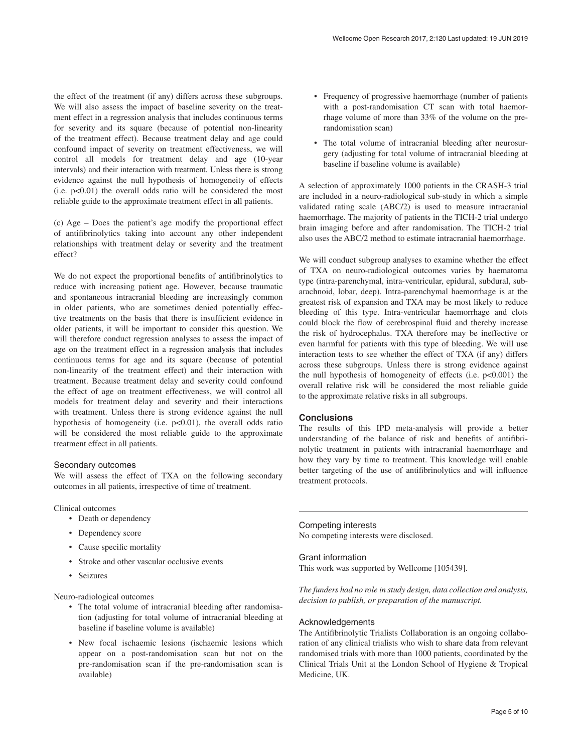the effect of the treatment (if any) differs across these subgroups. We will also assess the impact of baseline severity on the treatment effect in a regression analysis that includes continuous terms for severity and its square (because of potential non-linearity of the treatment effect). Because treatment delay and age could confound impact of severity on treatment effectiveness, we will control all models for treatment delay and age (10-year intervals) and their interaction with treatment. Unless there is strong evidence against the null hypothesis of homogeneity of effects (i.e. $p<0.01$) the overall odds ratio will be considered the most reliable guide to the approximate treatment effect in all patients.

(c) Age – Does the patient's age modify the proportional effect of antifibrinolytics taking into account any other independent relationships with treatment delay or severity and the treatment effect?

We do not expect the proportional benefits of antifibrinolytics to reduce with increasing patient age. However, because traumatic and spontaneous intracranial bleeding are increasingly common in older patients, who are sometimes denied potentially effective treatments on the basis that there is insufficient evidence in older patients, it will be important to consider this question. We will therefore conduct regression analyses to assess the impact of age on the treatment effect in a regression analysis that includes continuous terms for age and its square (because of potential non-linearity of the treatment effect) and their interaction with treatment. Because treatment delay and severity could confound the effect of age on treatment effectiveness, we will control all models for treatment delay and severity and their interactions with treatment. Unless there is strong evidence against the null hypothesis of homogeneity (i.e. $p<0.01$), the overall odds ratio will be considered the most reliable guide to the approximate treatment effect in all patients.

### Secondary outcomes

We will assess the effect of TXA on the following secondary outcomes in all patients, irrespective of time of treatment.

Clinical outcomes

- Death or dependency
- Dependency score
- Cause specific mortality
- Stroke and other vascular occlusive events
- Seizures

Neuro-radiological outcomes

- The total volume of intracranial bleeding after randomisation (adjusting for total volume of intracranial bleeding at baseline if baseline volume is available)
- New focal ischaemic lesions (ischaemic lesions which appear on a post-randomisation scan but not on the pre-randomisation scan if the pre-randomisation scan is available)
- Frequency of progressive haemorrhage (number of patients with a post-randomisation CT scan with total haemorrhage volume of more than 33% of the volume on the pre-randomisation scan)
- The total volume of intracranial bleeding after neurosurgery (adjusting for total volume of intracranial bleeding at baseline if baseline volume is available)

A selection of approximately 1000 patients in the CRASH-3 trial are included in a neuro-radiological sub-study in which a simple validated rating scale (ABC/2) is used to measure intracranial haemorrhage. The majority of patients in the TICH-2 trial undergo brain imaging before and after randomisation. The TICH-2 trial also uses the ABC/2 method to estimate intracranial haemorrhage.

We will conduct subgroup analyses to examine whether the effect of TXA on neuro-radiological outcomes varies by haematoma type (intra-parenchymal, intra-ventricular, epidural, subdural, subarachnoid, lobar, deep). Intra-parenchymal haemorrhage is at the greatest risk of expansion and TXA may be most likely to reduce bleeding of this type. Intra-ventricular haemorrhage and clots could block the flow of cerebrospinal fluid and thereby increase the risk of hydrocephalus. TXA therefore may be ineffective or even harmful for patients with this type of bleeding. We will use interaction tests to see whether the effect of TXA (if any) differs across these subgroups. Unless there is strong evidence against the null hypothesis of homogeneity of effects (i.e. $p<0.001$) the overall relative risk will be considered the most reliable guide to the approximate relative risks in all subgroups.

## Conclusions

The results of this IPD meta-analysis will provide a better understanding of the balance of risk and benefits of antifibrinolytic treatment in patients with intracranial haemorrhage and how they vary by time to treatment. This knowledge will enable better targeting of the use of antifibrinolytics and will influence treatment protocols.

### Competing interests

No competing interests were disclosed.

### Grant information

This work was supported by Wellcome [105439].

*The funders had no role in study design, data collection and analysis, decision to publish, or preparation of the manuscript.*

### Acknowledgements

The Antifibrinolytic Trialists Collaboration is an ongoing collaboration of any clinical trialists who wish to share data from relevant randomised trials with more than 1000 patients, coordinated by the Clinical Trials Unit at the London School of Hygiene & Tropical Medicine, UK.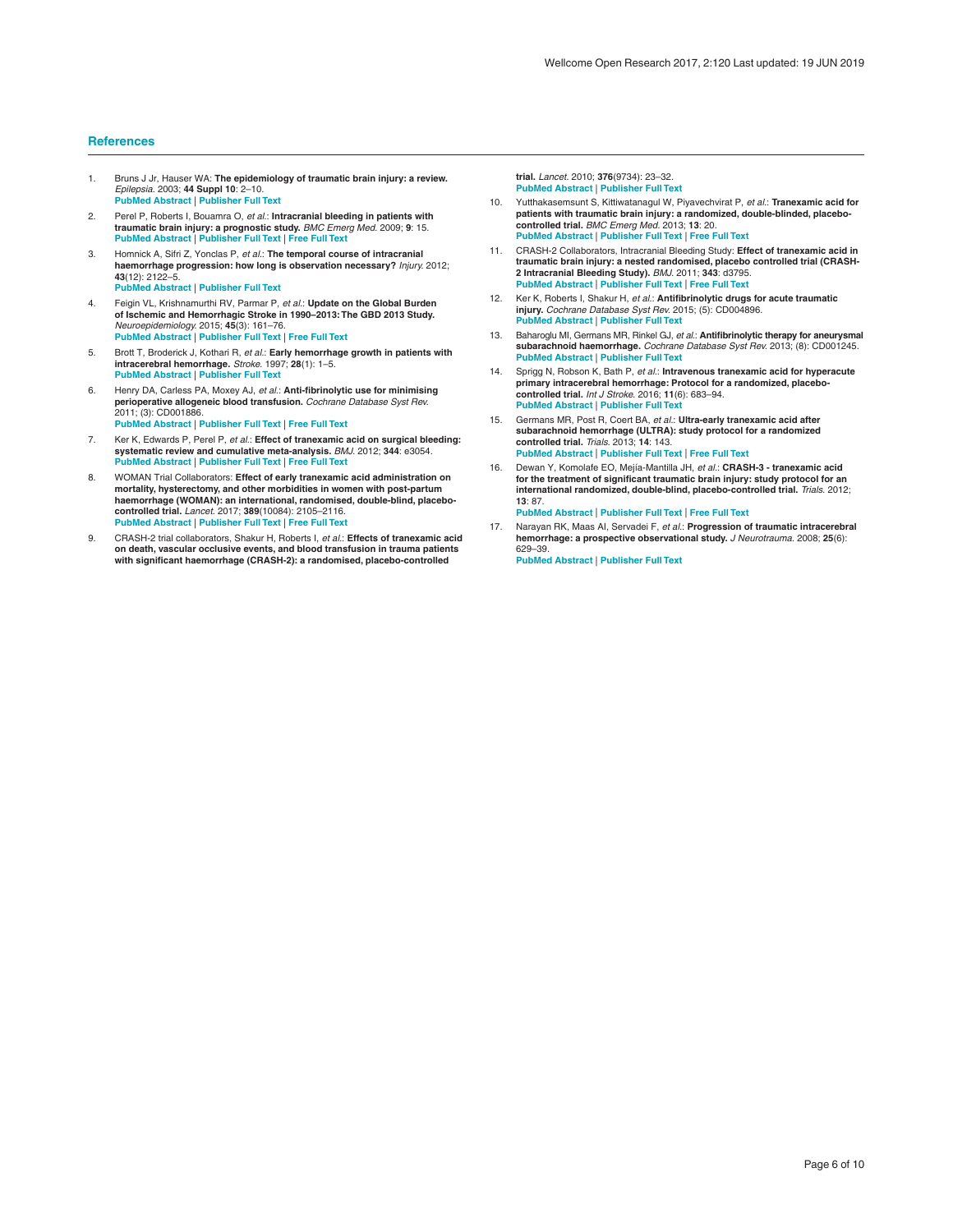## References

1. Bruns J Jr, Hauser WA: **The epidemiology of traumatic brain injury: a review.** *Epilepsia.* 2003; **44 Suppl 10**: 2–10.
**PubMed Abstract** | **Publisher Full Text**

2. Perel P, Roberts I, Bouamra O, *et al.*: **Intracranial bleeding in patients with traumatic brain injury: a prognostic study.** *BMC Emerg Med.* 2009; **9**: 15.
**PubMed Abstract** | **Publisher Full Text** | **Free Full Text**

3. Homnick A, Sifri Z, Yonclas P, *et al.*: **The temporal course of intracranial haemorrhage progression: how long is observation necessary?** *Injury.* 2012; **43**(12): 2122–5.
**PubMed Abstract** | **Publisher Full Text**

4. Feigin VL, Krishnamurthi RV, Parmar P, *et al.*: **Update on the Global Burden of Ischemic and Hemorrhagic Stroke in 1990–2013: The GBD 2013 Study.** *Neuroepidemiology.* 2015; **45**(3): 161–76.
**PubMed Abstract** | **Publisher Full Text** | **Free Full Text**

5. Brott T, Broderick J, Kothari R, *et al.*: **Early hemorrhage growth in patients with intracerebral hemorrhage.** *Stroke.* 1997; **28**(1): 1–5.
**PubMed Abstract** | **Publisher Full Text**

6. Henry DA, Carless PA, Moxey AJ, *et al.*: **Anti-fibrinolytic use for minimising perioperative allogeneic blood transfusion.** *Cochrane Database Syst Rev.* 2011; (3): CD001886.
**PubMed Abstract** | **Publisher Full Text** | **Free Full Text**

7. Ker K, Edwards P, Perel P, *et al.*: **Effect of tranexamic acid on surgical bleeding: systematic review and cumulative meta-analysis.** *BMJ.* 2012; **344**: e3054.
**PubMed Abstract** | **Publisher Full Text** | **Free Full Text**

8. WOMAN Trial Collaborators: **Effect of early tranexamic acid administration on mortality, hysterectomy, and other morbidities in women with post-partum haemorrhage (WOMAN): an international, randomised, double-blind, placebo-controlled trial.** *Lancet.* 2017; **389**(10084): 2105–2116.
**PubMed Abstract** | **Publisher Full Text** | **Free Full Text**

9. CRASH-2 trial collaborators, Shakur H, Roberts I, *et al.*: **Effects of tranexamic acid on death, vascular occlusive events, and blood transfusion in trauma patients with significant haemorrhage (CRASH-2): a randomised, placebo-controlled trial.** *Lancet.* 2010; **376**(9734): 23–32.
**PubMed Abstract** | **Publisher Full Text**

10. Yutthakasemsunt S, Kittiwatanagul W, Piyavechvirat P, *et al.*: **Tranexamic acid for patients with traumatic brain injury: a randomized, double-blinded, placebo-controlled trial.** *BMC Emerg Med.* 2013; **13**: 20.
**PubMed Abstract** | **Publisher Full Text** | **Free Full Text**

11. CRASH-2 Collaborators, Intracranial Bleeding Study: **Effect of tranexamic acid in traumatic brain injury: a nested randomised, placebo controlled trial (CRASH-2 Intracranial Bleeding Study).** *BMJ.* 2011; **343**: d3795.
**PubMed Abstract** | **Publisher Full Text** | **Free Full Text**

12. Ker K, Roberts I, Shakur H, *et al.*: **Antifibrinolytic drugs for acute traumatic injury.** *Cochrane Database Syst Rev.* 2015; (5): CD004896.
**PubMed Abstract** | **Publisher Full Text**

13. Baharoglu MI, Germans MR, Rinkel GJ, *et al.*: **Antifibrinolytic therapy for aneurysmal subarachnoid haemorrhage.** *Cochrane Database Syst Rev.* 2013; (8): CD001245.
**PubMed Abstract** | **Publisher Full Text**

14. Sprigg N, Robson K, Bath P, *et al.*: **Intravenous tranexamic acid for hyperacute primary intracerebral hemorrhage: Protocol for a randomized, placebo-controlled trial.** *Int J Stroke.* 2016; **11**(6): 683–94.
**PubMed Abstract** | **Publisher Full Text**

15. Germans MR, Post R, Coert BA, *et al.*: **Ultra-early tranexamic acid after subarachnoid hemorrhage (ULTRA): study protocol for a randomized controlled trial.** *Trials.* 2013; **14**: 143.
**PubMed Abstract** | **Publisher Full Text** | **Free Full Text**

16. Dewan Y, Komolafe EO, Mejía-Mantilla JH, *et al.*: **CRASH-3 - tranexamic acid for the treatment of significant traumatic brain injury: study protocol for an international randomized, double-blind, placebo-controlled trial.** *Trials.* 2012; **13**: 87.
**PubMed Abstract** | **Publisher Full Text** | **Free Full Text**

17. Narayan RK, Maas AI, Servadei F, *et al.*: **Progression of traumatic intracerebral hemorrhage: a prospective observational study.** *J Neurotrauma.* 2008; **25**(6): 629–39.
**PubMed Abstract** | **Publisher Full Text**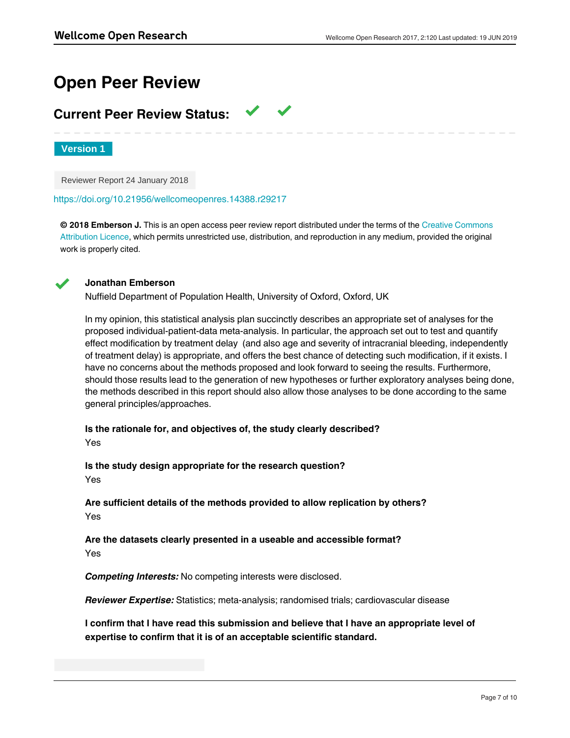# Open Peer Review

## Current Peer Review Status: ✔ ✔

**Version 1**

Reviewer Report 24 January 2018

https://doi.org/10.21956/wellcomeopenres.14388.r29217

**© 2018 Emberson J.** This is an open access peer review report distributed under the terms of the Creative Commons Attribution Licence, which permits unrestricted use, distribution, and reproduction in any medium, provided the original work is properly cited.

✔ **Jonathan Emberson**

Nuffield Department of Population Health, University of Oxford, Oxford, UK

In my opinion, this statistical analysis plan succinctly describes an appropriate set of analyses for the proposed individual-patient-data meta-analysis. In particular, the approach set out to test and quantify effect modification by treatment delay (and also age and severity of intracranial bleeding, independently of treatment delay) is appropriate, and offers the best chance of detecting such modification, if it exists. I have no concerns about the methods proposed and look forward to seeing the results. Furthermore, should those results lead to the generation of new hypotheses or further exploratory analyses being done, the methods described in this report should also allow those analyses to be done according to the same general principles/approaches.

**Is the rationale for, and objectives of, the study clearly described?**

Yes

**Is the study design appropriate for the research question?**

Yes

**Are sufficient details of the methods provided to allow replication by others?**

Yes

**Are the datasets clearly presented in a useable and accessible format?**

Yes

***Competing Interests:*** No competing interests were disclosed.

***Reviewer Expertise:*** Statistics; meta-analysis; randomised trials; cardiovascular disease

**I confirm that I have read this submission and believe that I have an appropriate level of expertise to confirm that it is of an acceptable scientific standard.**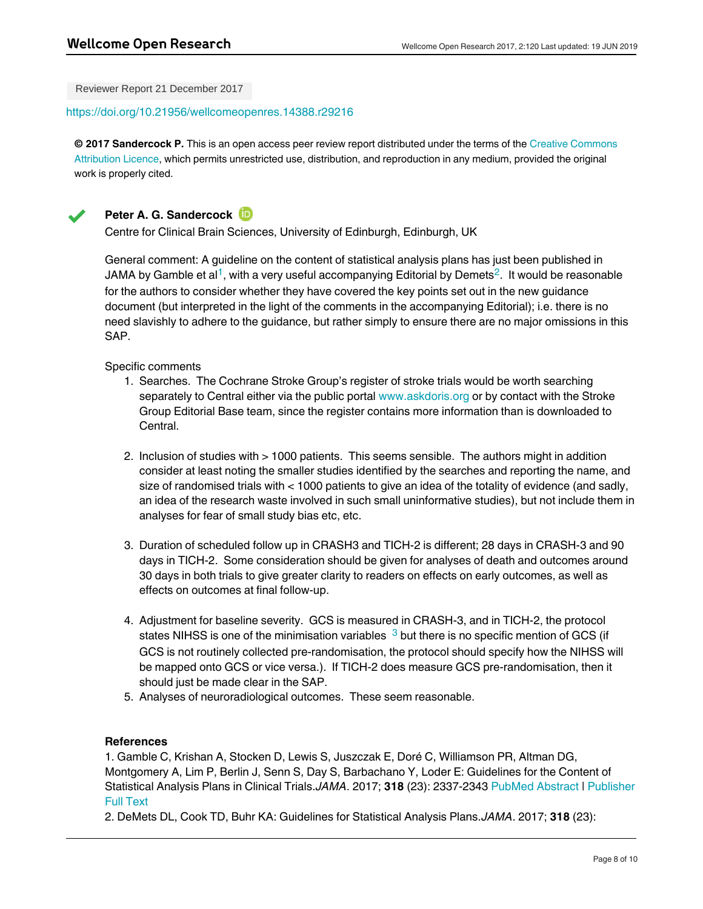Reviewer Report 21 December 2017

https://doi.org/10.21956/wellcomeopenres.14388.r29216

**© 2017 Sandercock P.** This is an open access peer review report distributed under the terms of the Creative Commons Attribution Licence, which permits unrestricted use, distribution, and reproduction in any medium, provided the original work is properly cited.

**Peter A. G. Sandercock**

Centre for Clinical Brain Sciences, University of Edinburgh, Edinburgh, UK

General comment: A guideline on the content of statistical analysis plans has just been published in JAMA by Gamble et al[1], with a very useful accompanying Editorial by Demets[2]. It would be reasonable for the authors to consider whether they have covered the key points set out in the new guidance document (but interpreted in the light of the comments in the accompanying Editorial); i.e. there is no need slavishly to adhere to the guidance, but rather simply to ensure there are no major omissions in this SAP.

Specific comments

1. Searches. The Cochrane Stroke Group's register of stroke trials would be worth searching separately to Central either via the public portal www.askdoris.org or by contact with the Stroke Group Editorial Base team, since the register contains more information than is downloaded to Central.

2. Inclusion of studies with > 1000 patients. This seems sensible. The authors might in addition consider at least noting the smaller studies identified by the searches and reporting the name, and size of randomised trials with < 1000 patients to give an idea of the totality of evidence (and sadly, an idea of the research waste involved in such small uninformative studies), but not include them in analyses for fear of small study bias etc, etc.

3. Duration of scheduled follow up in CRASH3 and TICH-2 is different; 28 days in CRASH-3 and 90 days in TICH-2. Some consideration should be given for analyses of death and outcomes around 30 days in both trials to give greater clarity to readers on effects on early outcomes, as well as effects on outcomes at final follow-up.

4. Adjustment for baseline severity. GCS is measured in CRASH-3, and in TICH-2, the protocol states NIHSS is one of the minimisation variables [3] but there is no specific mention of GCS (if GCS is not routinely collected pre-randomisation, the protocol should specify how the NIHSS will be mapped onto GCS or vice versa.). If TICH-2 does measure GCS pre-randomisation, then it should just be made clear in the SAP.

5. Analyses of neuroradiological outcomes. These seem reasonable.

**References**

1. Gamble C, Krishan A, Stocken D, Lewis S, Juszczak E, Doré C, Williamson PR, Altman DG, Montgomery A, Lim P, Berlin J, Senn S, Day S, Barbachano Y, Loder E: Guidelines for the Content of Statistical Analysis Plans in Clinical Trials.*JAMA*. 2017; **318** (23): 2337-2343 PubMed Abstract | Publisher Full Text

2. DeMets DL, Cook TD, Buhr KA: Guidelines for Statistical Analysis Plans.*JAMA*. 2017; **318** (23):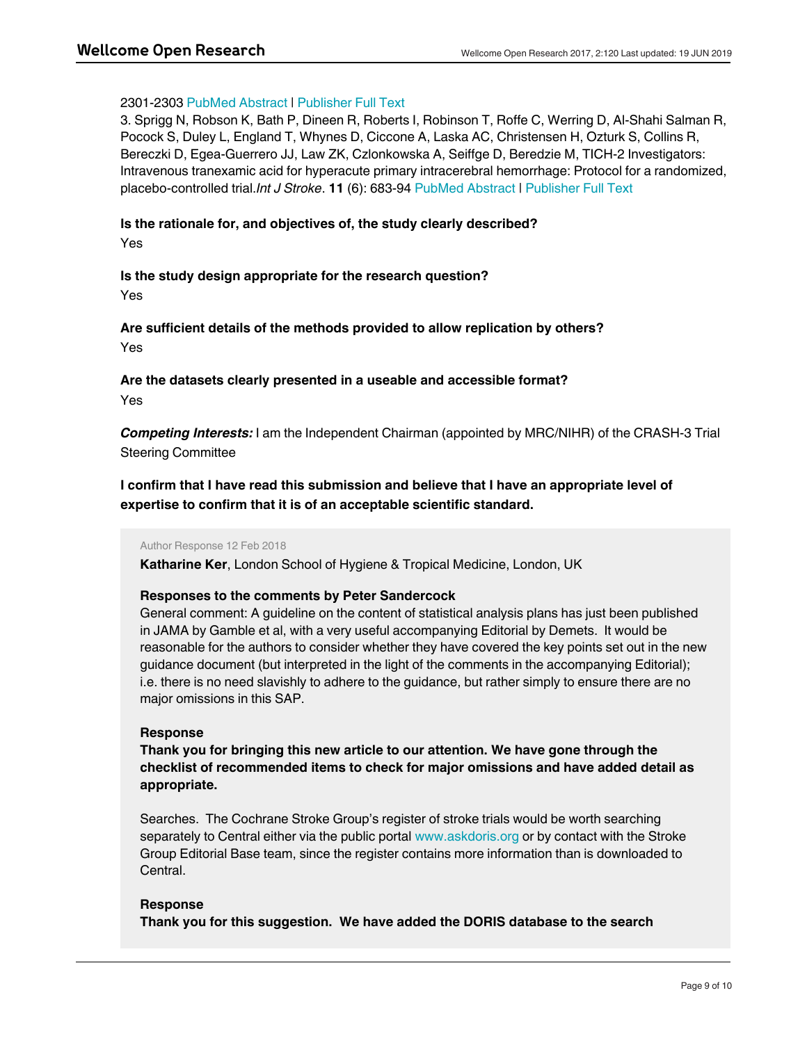2301-2303 PubMed Abstract | Publisher Full Text

3. Sprigg N, Robson K, Bath P, Dineen R, Roberts I, Robinson T, Roffe C, Werring D, Al-Shahi Salman R, Pocock S, Duley L, England T, Whynes D, Ciccone A, Laska AC, Christensen H, Ozturk S, Collins R, Bereczki D, Egea-Guerrero JJ, Law ZK, Czlonkowska A, Seiffge D, Beredzie M, TICH-2 Investigators: Intravenous tranexamic acid for hyperacute primary intracerebral hemorrhage: Protocol for a randomized, placebo-controlled trial. *Int J Stroke*. **11** (6): 683-94 PubMed Abstract | Publisher Full Text

**Is the rationale for, and objectives of, the study clearly described?**

Yes

**Is the study design appropriate for the research question?**

Yes

**Are sufficient details of the methods provided to allow replication by others?**

Yes

**Are the datasets clearly presented in a useable and accessible format?**

Yes

***Competing Interests:*** I am the Independent Chairman (appointed by MRC/NIHR) of the CRASH-3 Trial Steering Committee

**I confirm that I have read this submission and believe that I have an appropriate level of expertise to confirm that it is of an acceptable scientific standard.**

Author Response 12 Feb 2018

**Katharine Ker**, London School of Hygiene & Tropical Medicine, London, UK

**Responses to the comments by Peter Sandercock**

General comment: A guideline on the content of statistical analysis plans has just been published in JAMA by Gamble et al, with a very useful accompanying Editorial by Demets. It would be reasonable for the authors to consider whether they have covered the key points set out in the new guidance document (but interpreted in the light of the comments in the accompanying Editorial); i.e. there is no need slavishly to adhere to the guidance, but rather simply to ensure there are no major omissions in this SAP.

**Response**

**Thank you for bringing this new article to our attention. We have gone through the checklist of recommended items to check for major omissions and have added detail as appropriate.**

Searches. The Cochrane Stroke Group's register of stroke trials would be worth searching separately to Central either via the public portal www.askdoris.org or by contact with the Stroke Group Editorial Base team, since the register contains more information than is downloaded to Central.

**Response**

**Thank you for this suggestion. We have added the DORIS database to the search**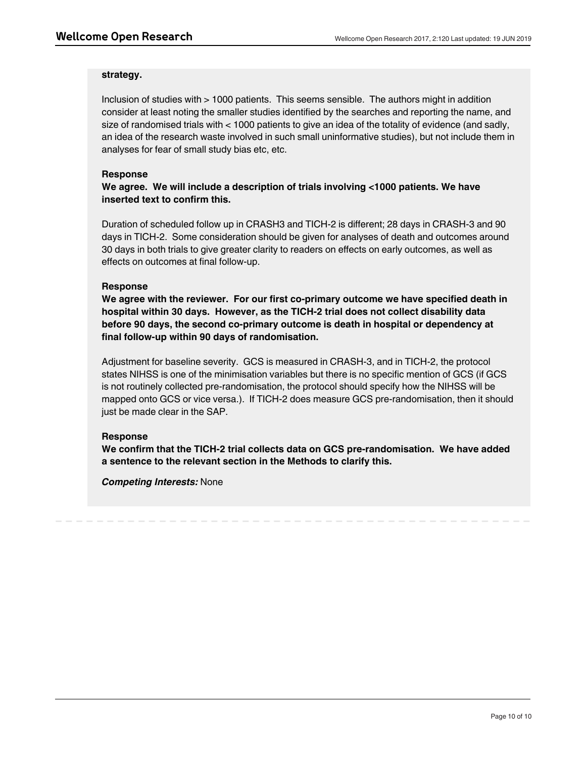**strategy.**

Inclusion of studies with > 1000 patients. This seems sensible. The authors might in addition consider at least noting the smaller studies identified by the searches and reporting the name, and size of randomised trials with < 1000 patients to give an idea of the totality of evidence (and sadly, an idea of the research waste involved in such small uninformative studies), but not include them in analyses for fear of small study bias etc, etc.

**Response**

**We agree. We will include a description of trials involving <1000 patients. We have inserted text to confirm this.**

Duration of scheduled follow up in CRASH3 and TICH-2 is different; 28 days in CRASH-3 and 90 days in TICH-2. Some consideration should be given for analyses of death and outcomes around 30 days in both trials to give greater clarity to readers on effects on early outcomes, as well as effects on outcomes at final follow-up.

**Response**

**We agree with the reviewer. For our first co-primary outcome we have specified death in hospital within 30 days. However, as the TICH-2 trial does not collect disability data before 90 days, the second co-primary outcome is death in hospital or dependency at final follow-up within 90 days of randomisation.**

Adjustment for baseline severity. GCS is measured in CRASH-3, and in TICH-2, the protocol states NIHSS is one of the minimisation variables but there is no specific mention of GCS (if GCS is not routinely collected pre-randomisation, the protocol should specify how the NIHSS will be mapped onto GCS or vice versa.). If TICH-2 does measure GCS pre-randomisation, then it should just be made clear in the SAP.

**Response**

**We confirm that the TICH-2 trial collects data on GCS pre-randomisation. We have added a sentence to the relevant section in the Methods to clarify this.**

***Competing Interests:*** None